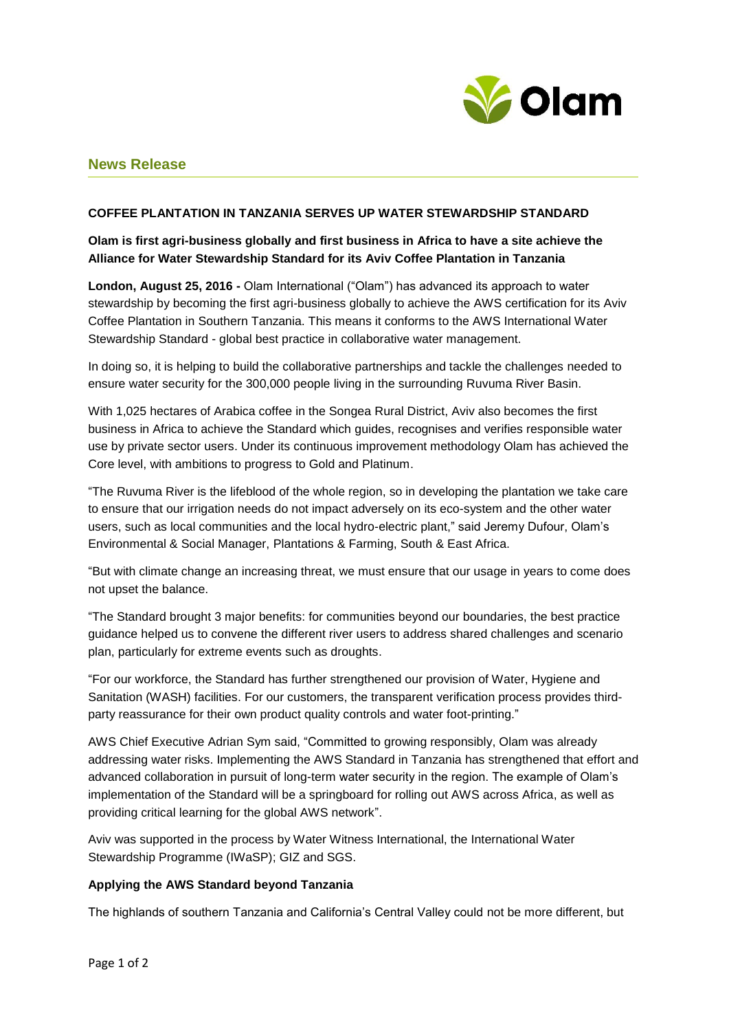## News Release

**COFFEE PLANTATION IN TANZANIA SERVES UP WATER STEWARDSHIP STANDARD**

**Olam is first agri-business globally and first business in Africa to have a site achieve the Alliance for Water Stewardship Standard for its Aviv Coffee Plantation in Tanzania**

**London, August 25, 2016 -** Olam International ("Olam") has advanced its approach to water stewardship by becoming the first agri-business globally to achieve the AWS certification for its Aviv Coffee Plantation in Southern Tanzania. This means it conforms to the AWS International Water Stewardship Standard - global best practice in collaborative water management.

In doing so, it is helping to build the collaborative partnerships and tackle the challenges needed to ensure water security for the 300,000 people living in the surrounding Ruvuma River Basin.

With 1,025 hectares of Arabica coffee in the Songea Rural District, Aviv also becomes the first business in Africa to achieve the Standard which guides, recognises and verifies responsible water use by private sector users. Under its continuous improvement methodology Olam has achieved the Core level, with ambitions to progress to Gold and Platinum.

"The Ruvuma River is the lifeblood of the whole region, so in developing the plantation we take care to ensure that our irrigation needs do not impact adversely on its eco-system and the other water users, such as local communities and the local hydro-electric plant," said Jeremy Dufour, Olam's Environmental & Social Manager, Plantations & Farming, South & East Africa.

"But with climate change an increasing threat, we must ensure that our usage in years to come does not upset the balance.

"The Standard brought 3 major benefits: for communities beyond our boundaries, the best practice guidance helped us to convene the different river users to address shared challenges and scenario plan, particularly for extreme events such as droughts.

"For our workforce, the Standard has further strengthened our provision of Water, Hygiene and Sanitation (WASH) facilities. For our customers, the transparent verification process provides third-party reassurance for their own product quality controls and water foot-printing."

AWS Chief Executive Adrian Sym said, "Committed to growing responsibly, Olam was already addressing water risks. Implementing the AWS Standard in Tanzania has strengthened that effort and advanced collaboration in pursuit of long-term water security in the region. The example of Olam's implementation of the Standard will be a springboard for rolling out AWS across Africa, as well as providing critical learning for the global AWS network".

Aviv was supported in the process by Water Witness International, the International Water Stewardship Programme (IWaSP); GIZ and SGS.

**Applying the AWS Standard beyond Tanzania**

The highlands of southern Tanzania and California's Central Valley could not be more different, but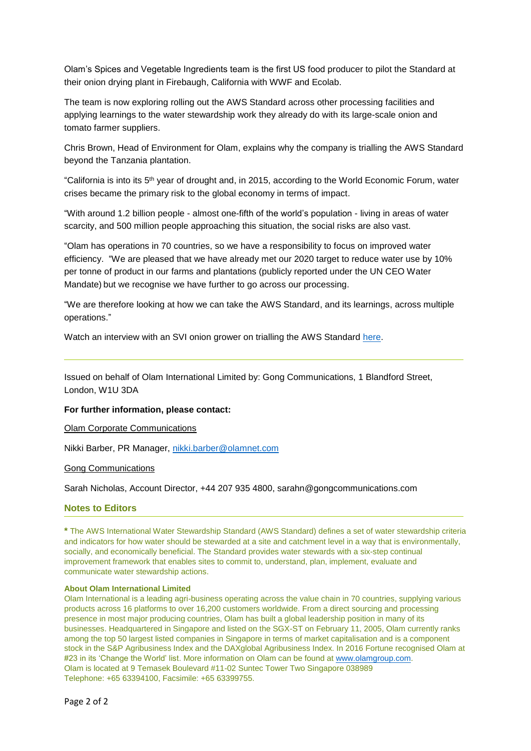Olam's Spices and Vegetable Ingredients team is the first US food producer to pilot the Standard at their onion drying plant in Firebaugh, California with WWF and Ecolab.

The team is now exploring rolling out the AWS Standard across other processing facilities and applying learnings to the water stewardship work they already do with its large-scale onion and tomato farmer suppliers.

Chris Brown, Head of Environment for Olam, explains why the company is trialling the AWS Standard beyond the Tanzania plantation.

"California is into its 5th year of drought and, in 2015, according to the World Economic Forum, water crises became the primary risk to the global economy in terms of impact.

"With around 1.2 billion people - almost one-fifth of the world's population - living in areas of water scarcity, and 500 million people approaching this situation, the social risks are also vast.

"Olam has operations in 70 countries, so we have a responsibility to focus on improved water efficiency. "We are pleased that we have already met our 2020 target to reduce water use by 10% per tonne of product in our farms and plantations (publicly reported under the UN CEO Water Mandate) but we recognise we have further to go across our processing.

"We are therefore looking at how we can take the AWS Standard, and its learnings, across multiple operations."

Watch an interview with an SVI onion grower on trialling the AWS Standard here.

---

Issued on behalf of Olam International Limited by: Gong Communications, 1 Blandford Street, London, W1U 3DA

**For further information, please contact:**

Olam Corporate Communications

Nikki Barber, PR Manager, nikki.barber@olamnet.com

Gong Communications

Sarah Nicholas, Account Director, +44 207 935 4800, sarahn@gongcommunications.com

## Notes to Editors

**\*** The AWS International Water Stewardship Standard (AWS Standard) defines a set of water stewardship criteria and indicators for how water should be stewarded at a site and catchment level in a way that is environmentally, socially, and economically beneficial. The Standard provides water stewards with a six-step continual improvement framework that enables sites to commit to, understand, plan, implement, evaluate and communicate water stewardship actions.

**About Olam International Limited**

Olam International is a leading agri-business operating across the value chain in 70 countries, supplying various products across 16 platforms to over 16,200 customers worldwide. From a direct sourcing and processing presence in most major producing countries, Olam has built a global leadership position in many of its businesses. Headquartered in Singapore and listed on the SGX-ST on February 11, 2005, Olam currently ranks among the top 50 largest listed companies in Singapore in terms of market capitalisation and is a component stock in the S&P Agribusiness Index and the DAXglobal Agribusiness Index. In 2016 Fortune recognised Olam at #23 in its 'Change the World' list. More information on Olam can be found at www.olamgroup.com.
Olam is located at 9 Temasek Boulevard #11-02 Suntec Tower Two Singapore 038989
Telephone: +65 63394100, Facsimile: +65 63399755.